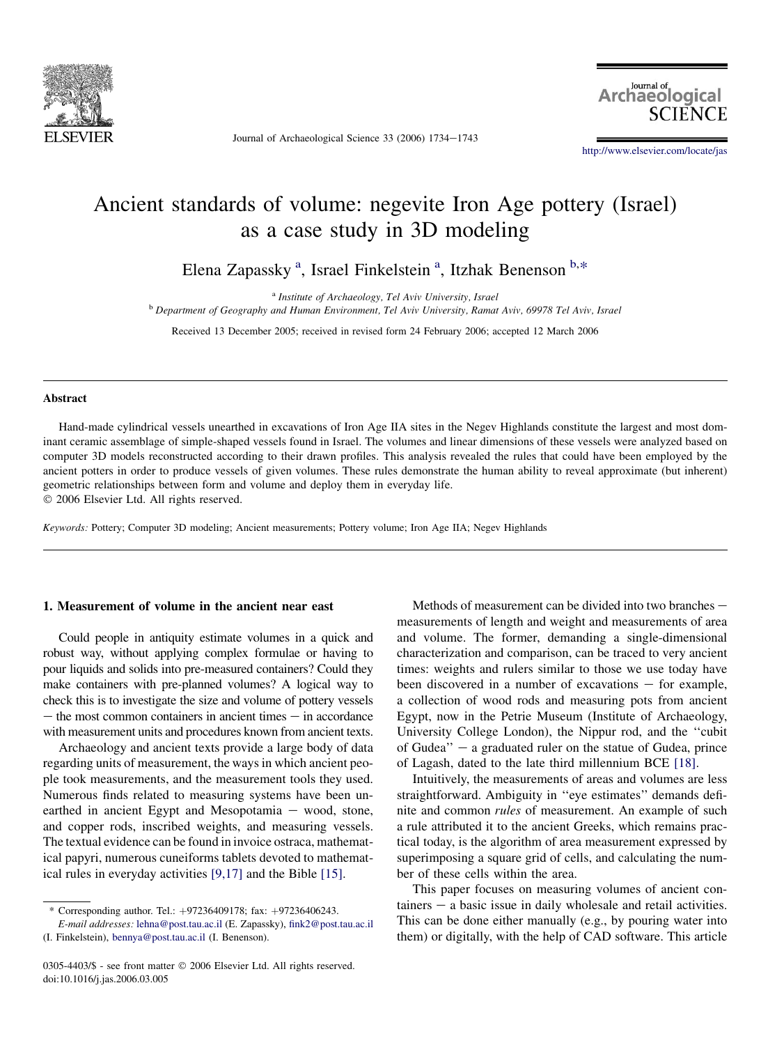# Ancient standards of volume: negevite Iron Age pottery (Israel) as a case study in 3D modeling

Elena Zapassky [a], Israel Finkelstein [a], Itzhak Benenson [b,*]

[a] *Institute of Archaeology, Tel Aviv University, Israel*
[b] *Department of Geography and Human Environment, Tel Aviv University, Ramat Aviv, 69978 Tel Aviv, Israel*

Received 13 December 2005; received in revised form 24 February 2006; accepted 12 March 2006

## Abstract

Hand-made cylindrical vessels unearthed in excavations of Iron Age IIA sites in the Negev Highlands constitute the largest and most dominant ceramic assemblage of simple-shaped vessels found in Israel. The volumes and linear dimensions of these vessels were analyzed based on computer 3D models reconstructed according to their drawn profiles. This analysis revealed the rules that could have been employed by the ancient potters in order to produce vessels of given volumes. These rules demonstrate the human ability to reveal approximate (but inherent) geometric relationships between form and volume and deploy them in everyday life.
© 2006 Elsevier Ltd. All rights reserved.

*Keywords:* Pottery; Computer 3D modeling; Ancient measurements; Pottery volume; Iron Age IIA; Negev Highlands

## 1. Measurement of volume in the ancient near east

Could people in antiquity estimate volumes in a quick and robust way, without applying complex formulae or having to pour liquids and solids into pre-measured containers? Could they make containers with pre-planned volumes? A logical way to check this is to investigate the size and volume of pottery vessels − the most common containers in ancient times − in accordance with measurement units and procedures known from ancient texts.

Archaeology and ancient texts provide a large body of data regarding units of measurement, the ways in which ancient people took measurements, and the measurement tools they used. Numerous finds related to measuring systems have been unearthed in ancient Egypt and Mesopotamia − wood, stone, and copper rods, inscribed weights, and measuring vessels. The textual evidence can be found in invoice ostraca, mathematical papyri, numerous cuneiforms tablets devoted to mathematical rules in everyday activities [9,17] and the Bible [15].

Methods of measurement can be divided into two branches − measurements of length and weight and measurements of area and volume. The former, demanding a single-dimensional characterization and comparison, can be traced to very ancient times: weights and rulers similar to those we use today have been discovered in a number of excavations − for example, a collection of wood rods and measuring pots from ancient Egypt, now in the Petrie Museum (Institute of Archaeology, University College London), the Nippur rod, and the ''cubit of Gudea'' − a graduated ruler on the statue of Gudea, prince of Lagash, dated to the late third millennium BCE [18].

Intuitively, the measurements of areas and volumes are less straightforward. Ambiguity in ''eye estimates'' demands definite and common *rules* of measurement. An example of such a rule attributed it to the ancient Greeks, which remains practical today, is the algorithm of area measurement expressed by superimposing a square grid of cells, and calculating the number of these cells within the area.

This paper focuses on measuring volumes of ancient containers − a basic issue in daily wholesale and retail activities. This can be done either manually (e.g., by pouring water into them) or digitally, with the help of CAD software. This article

---

\* Corresponding author. Tel.: +97236409178; fax: +97236406243.
*E-mail addresses:* lehna@post.tau.ac.il (E. Zapassky), fink2@post.tau.ac.il (I. Finkelstein), bennya@post.tau.ac.il (I. Benenson).

0305-4403/$ - see front matter © 2006 Elsevier Ltd. All rights reserved.
doi:10.1016/j.jas.2006.03.005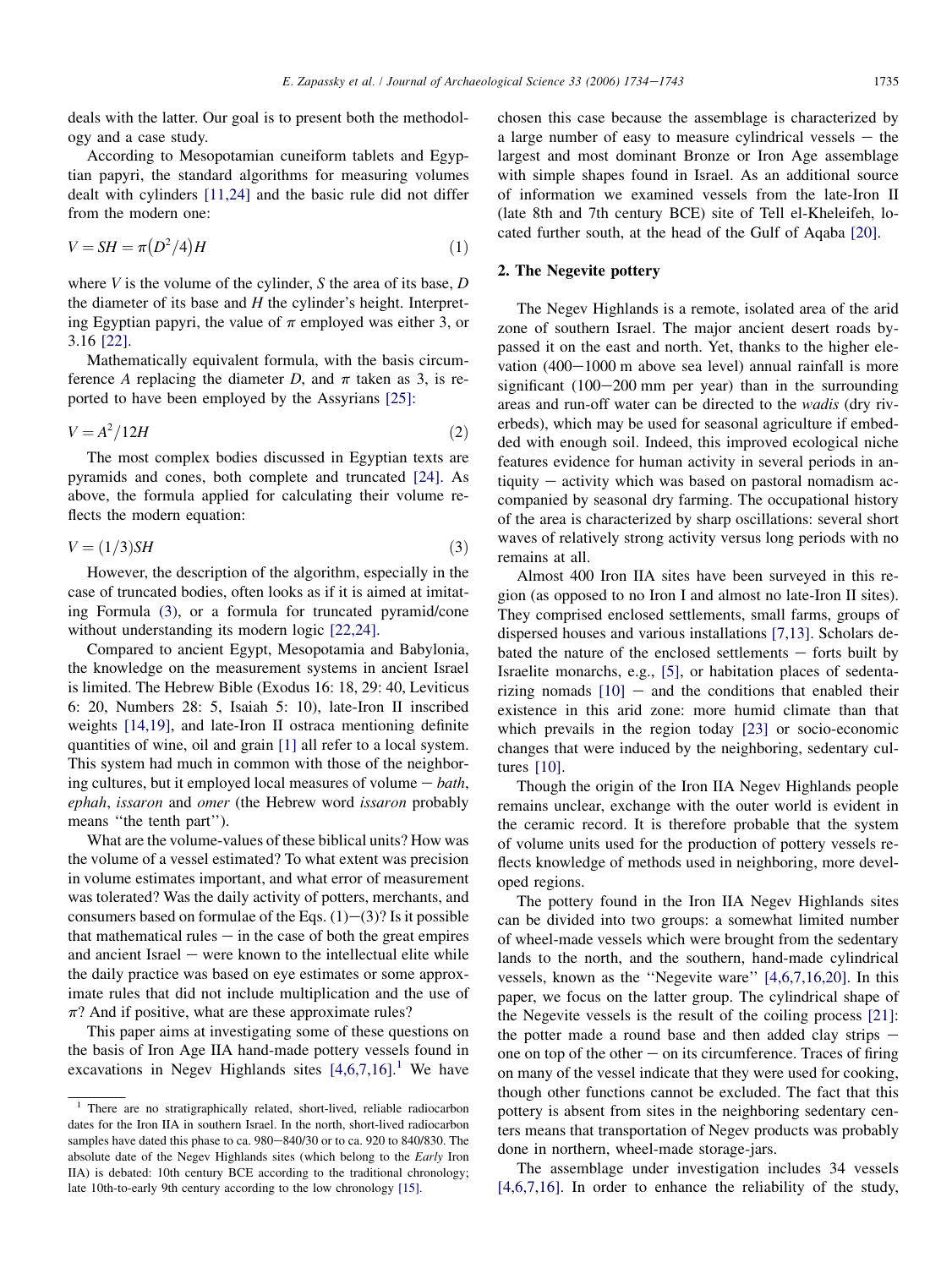deals with the latter. Our goal is to present both the methodology and a case study.

According to Mesopotamian cuneiform tablets and Egyptian papyri, the standard algorithms for measuring volumes dealt with cylinders [11,24] and the basic rule did not differ from the modern one:

$$V = SH = \pi\left(D^2/4\right)H \tag{1}$$

where $V$ is the volume of the cylinder, $S$ the area of its base, $D$ the diameter of its base and $H$ the cylinder's height. Interpreting Egyptian papyri, the value of $\pi$ employed was either 3, or 3.16 [22].

Mathematically equivalent formula, with the basis circumference $A$ replacing the diameter $D$, and $\pi$ taken as 3, is reported to have been employed by the Assyrians [25]:

$$V = A^2/12H \tag{2}$$

The most complex bodies discussed in Egyptian texts are pyramids and cones, both complete and truncated [24]. As above, the formula applied for calculating their volume reflects the modern equation:

$$V = (1/3)SH \tag{3}$$

However, the description of the algorithm, especially in the case of truncated bodies, often looks as if it is aimed at imitating Formula (3), or a formula for truncated pyramid/cone without understanding its modern logic [22,24].

Compared to ancient Egypt, Mesopotamia and Babylonia, the knowledge on the measurement systems in ancient Israel is limited. The Hebrew Bible (Exodus 16: 18, 29: 40, Leviticus 6: 20, Numbers 28: 5, Isaiah 5: 10), late-Iron II inscribed weights [14,19], and late-Iron II ostraca mentioning definite quantities of wine, oil and grain [1] all refer to a local system. This system had much in common with those of the neighboring cultures, but it employed local measures of volume – *bath*, *ephah*, *issaron* and *omer* (the Hebrew word *issaron* probably means "the tenth part").

What are the volume-values of these biblical units? How was the volume of a vessel estimated? To what extent was precision in volume estimates important, and what error of measurement was tolerated? Was the daily activity of potters, merchants, and consumers based on formulae of the Eqs. (1)–(3)? Is it possible that mathematical rules – in the case of both the great empires and ancient Israel – were known to the intellectual elite while the daily practice was based on eye estimates or some approximate rules that did not include multiplication and the use of $\pi$? And if positive, what are these approximate rules?

This paper aims at investigating some of these questions on the basis of Iron Age IIA hand-made pottery vessels found in excavations in Negev Highlands sites [4,6,7,16].[1] We have chosen this case because the assemblage is characterized by a large number of easy to measure cylindrical vessels – the largest and most dominant Bronze or Iron Age assemblage with simple shapes found in Israel. As an additional source of information we examined vessels from the late-Iron II (late 8th and 7th century BCE) site of Tell el-Kheleifeh, located further south, at the head of the Gulf of Aqaba [20].

## 2. The Negevite pottery

The Negev Highlands is a remote, isolated area of the arid zone of southern Israel. The major ancient desert roads bypassed it on the east and north. Yet, thanks to the higher elevation (400–1000 m above sea level) annual rainfall is more significant (100–200 mm per year) than in the surrounding areas and run-off water can be directed to the *wadis* (dry riverbeds), which may be used for seasonal agriculture if embedded with enough soil. Indeed, this improved ecological niche features evidence for human activity in several periods in antiquity – activity which was based on pastoral nomadism accompanied by seasonal dry farming. The occupational history of the area is characterized by sharp oscillations: several short waves of relatively strong activity versus long periods with no remains at all.

Almost 400 Iron IIA sites have been surveyed in this region (as opposed to no Iron I and almost no late-Iron II sites). They comprised enclosed settlements, small farms, groups of dispersed houses and various installations [7,13]. Scholars debated the nature of the enclosed settlements – forts built by Israelite monarchs, e.g., [5], or habitation places of sedentarizing nomads [10] – and the conditions that enabled their existence in this arid zone: more humid climate than that which prevails in the region today [23] or socio-economic changes that were induced by the neighboring, sedentary cultures [10].

Though the origin of the Iron IIA Negev Highlands people remains unclear, exchange with the outer world is evident in the ceramic record. It is therefore probable that the system of volume units used for the production of pottery vessels reflects knowledge of methods used in neighboring, more developed regions.

The pottery found in the Iron IIA Negev Highlands sites can be divided into two groups: a somewhat limited number of wheel-made vessels which were brought from the sedentary lands to the north, and the southern, hand-made cylindrical vessels, known as the "Negevite ware" [4,6,7,16,20]. In this paper, we focus on the latter group. The cylindrical shape of the Negevite vessels is the result of the coiling process [21]: the potter made a round base and then added clay strips – one on top of the other – on its circumference. Traces of firing on many of the vessel indicate that they were used for cooking, though other functions cannot be excluded. The fact that this pottery is absent from sites in the neighboring sedentary centers means that transportation of Negev products was probably done in northern, wheel-made storage-jars.

The assemblage under investigation includes 34 vessels [4,6,7,16]. In order to enhance the reliability of the study,

---

[1] There are no stratigraphically related, short-lived, reliable radiocarbon dates for the Iron IIA in southern Israel. In the north, short-lived radiocarbon samples have dated this phase to ca. 980–840/30 or to ca. 920 to 840/830. The absolute date of the Negev Highlands sites (which belong to the *Early* Iron IIA) is debated: 10th century BCE according to the traditional chronology; late 10th-to-early 9th century according to the low chronology [15].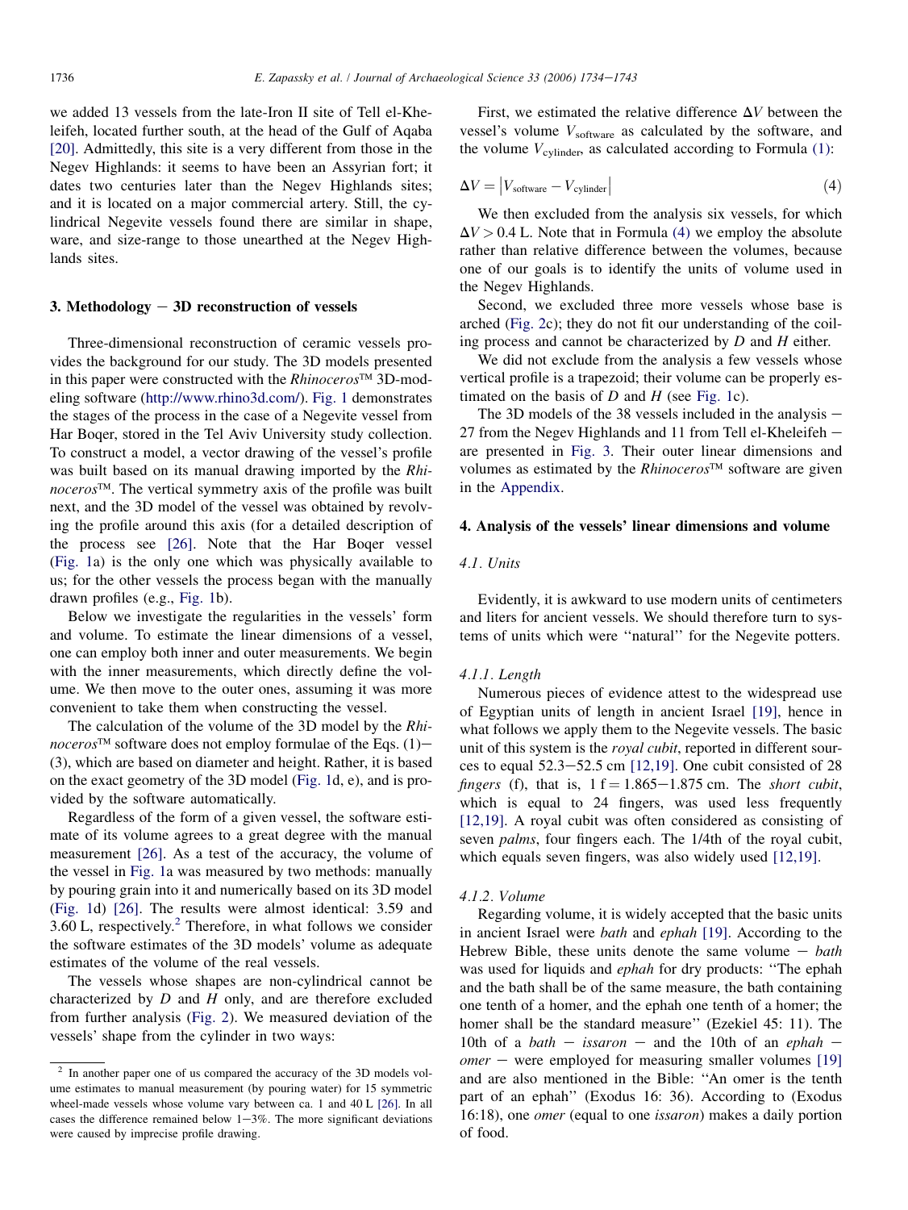we added 13 vessels from the late-Iron II site of Tell el-Kheleifeh, located further south, at the head of the Gulf of Aqaba [20]. Admittedly, this site is a very different from those in the Negev Highlands: it seems to have been an Assyrian fort; it dates two centuries later than the Negev Highlands sites; and it is located on a major commercial artery. Still, the cylindrical Negevite vessels found there are similar in shape, ware, and size-range to those unearthed at the Negev Highlands sites.

## 3. Methodology − 3D reconstruction of vessels

Three-dimensional reconstruction of ceramic vessels provides the background for our study. The 3D models presented in this paper were constructed with the *Rhinoceros*™ 3D-modeling software (http://www.rhino3d.com/). Fig. 1 demonstrates the stages of the process in the case of a Negevite vessel from Har Boqer, stored in the Tel Aviv University study collection. To construct a model, a vector drawing of the vessel's profile was built based on its manual drawing imported by the *Rhinoceros*™. The vertical symmetry axis of the profile was built next, and the 3D model of the vessel was obtained by revolving the profile around this axis (for a detailed description of the process see [26]. Note that the Har Boqer vessel (Fig. 1a) is the only one which was physically available to us; for the other vessels the process began with the manually drawn profiles (e.g., Fig. 1b).

Below we investigate the regularities in the vessels' form and volume. To estimate the linear dimensions of a vessel, one can employ both inner and outer measurements. We begin with the inner measurements, which directly define the volume. We then move to the outer ones, assuming it was more convenient to take them when constructing the vessel.

The calculation of the volume of the 3D model by the *Rhinoceros*™ software does not employ formulae of the Eqs. (1)−(3), which are based on diameter and height. Rather, it is based on the exact geometry of the 3D model (Fig. 1d, e), and is provided by the software automatically.

Regardless of the form of a given vessel, the software estimate of its volume agrees to a great degree with the manual measurement [26]. As a test of the accuracy, the volume of the vessel in Fig. 1a was measured by two methods: manually by pouring grain into it and numerically based on its 3D model (Fig. 1d) [26]. The results were almost identical: 3.59 and 3.60 L, respectively.[2] Therefore, in what follows we consider the software estimates of the 3D models' volume as adequate estimates of the volume of the real vessels.

The vessels whose shapes are non-cylindrical cannot be characterized by $D$ and $H$ only, and are therefore excluded from further analysis (Fig. 2). We measured deviation of the vessels' shape from the cylinder in two ways:

First, we estimated the relative difference $\Delta V$ between the vessel's volume $V_{\text{software}}$ as calculated by the software, and the volume $V_{\text{cylinder}}$, as calculated according to Formula (1):

$$\Delta V = \left| V_{\text{software}} - V_{\text{cylinder}} \right| \quad (4)$$

We then excluded from the analysis six vessels, for which $\Delta V > 0.4$ L. Note that in Formula (4) we employ the absolute rather than relative difference between the volumes, because one of our goals is to identify the units of volume used in the Negev Highlands.

Second, we excluded three more vessels whose base is arched (Fig. 2c); they do not fit our understanding of the coiling process and cannot be characterized by $D$ and $H$ either.

We did not exclude from the analysis a few vessels whose vertical profile is a trapezoid; their volume can be properly estimated on the basis of $D$ and $H$ (see Fig. 1c).

The 3D models of the 38 vessels included in the analysis − 27 from the Negev Highlands and 11 from Tell el-Kheleifeh − are presented in Fig. 3. Their outer linear dimensions and volumes as estimated by the *Rhinoceros*™ software are given in the Appendix.

## 4. Analysis of the vessels' linear dimensions and volume

### 4.1. Units

Evidently, it is awkward to use modern units of centimeters and liters for ancient vessels. We should therefore turn to systems of units which were ''natural'' for the Negevite potters.

#### 4.1.1. Length

Numerous pieces of evidence attest to the widespread use of Egyptian units of length in ancient Israel [19], hence in what follows we apply them to the Negevite vessels. The basic unit of this system is the *royal cubit*, reported in different sources to equal 52.3−52.5 cm [12,19]. One cubit consisted of 28 *fingers* (f), that is, 1 f = 1.865−1.875 cm. The *short cubit*, which is equal to 24 fingers, was used less frequently [12,19]. A royal cubit was often considered as consisting of seven *palms*, four fingers each. The 1/4th of the royal cubit, which equals seven fingers, was also widely used [12,19].

#### 4.1.2. Volume

Regarding volume, it is widely accepted that the basic units in ancient Israel were *bath* and *ephah* [19]. According to the Hebrew Bible, these units denote the same volume − *bath* was used for liquids and *ephah* for dry products: ''The ephah and the bath shall be of the same measure, the bath containing one tenth of a homer, and the ephah one tenth of a homer; the homer shall be the standard measure'' (Ezekiel 45: 11). The 10th of a *bath* − *issaron* − and the 10th of an *ephah* − *omer* − were employed for measuring smaller volumes [19] and are also mentioned in the Bible: ''An omer is the tenth part of an ephah'' (Exodus 16: 36). According to (Exodus 16:18), one *omer* (equal to one *issaron*) makes a daily portion of food.

---

[2] In another paper one of us compared the accuracy of the 3D models volume estimates to manual measurement (by pouring water) for 15 symmetric wheel-made vessels whose volume vary between ca. 1 and 40 L [26]. In all cases the difference remained below 1−3%. The more significant deviations were caused by imprecise profile drawing.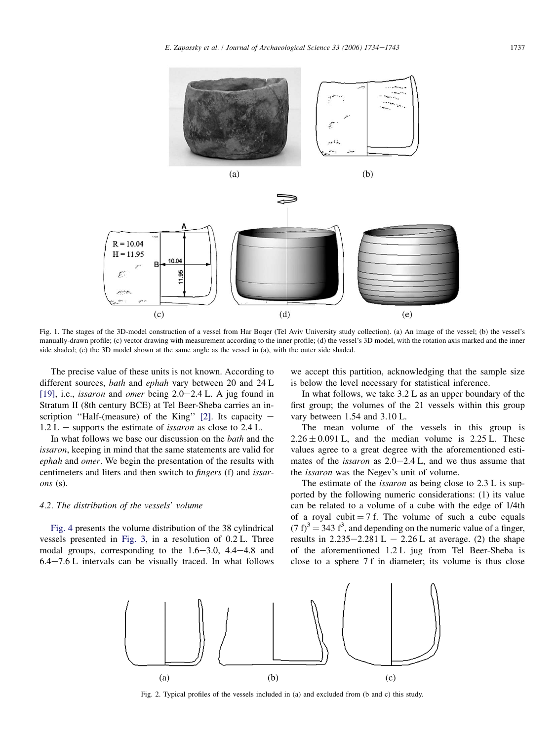Fig. 1. The stages of the 3D-model construction of a vessel from Har Boqer (Tel Aviv University study collection). (a) An image of the vessel; (b) the vessel's manually-drawn profile; (c) vector drawing with measurement according to the inner profile; (d) the vessel's 3D model, with the rotation axis marked and the inner side shaded; (e) the 3D model shown at the same angle as the vessel in (a), with the outer side shaded.

The precise value of these units is not known. According to different sources, *bath* and *ephah* vary between 20 and 24 L [19], i.e., *issaron* and *omer* being 2.0–2.4 L. A jug found in Stratum II (8th century BCE) at Tel Beer-Sheba carries an inscription ''Half-(measure) of the King'' [2]. Its capacity – 1.2 L – supports the estimate of *issaron* as close to 2.4 L.

In what follows we base our discussion on the *bath* and the *issaron*, keeping in mind that the same statements are valid for *ephah* and *omer*. We begin the presentation of the results with centimeters and liters and then switch to *fingers* (f) and *issarons* (s).

### 4.2. The distribution of the vessels' volume

Fig. 4 presents the volume distribution of the 38 cylindrical vessels presented in Fig. 3, in a resolution of 0.2 L. Three modal groups, corresponding to the 1.6–3.0, 4.4–4.8 and 6.4–7.6 L intervals can be visually traced. In what follows we accept this partition, acknowledging that the sample size is below the level necessary for statistical inference.

In what follows, we take 3.2 L as an upper boundary of the first group; the volumes of the 21 vessels within this group vary between 1.54 and 3.10 L.

The mean volume of the vessels in this group is $2.26 \pm 0.091$ L, and the median volume is 2.25 L. These values agree to a great degree with the aforementioned estimates of the *issaron* as 2.0–2.4 L, and we thus assume that the *issaron* was the Negev's unit of volume.

The estimate of the *issaron* as being close to 2.3 L is supported by the following numeric considerations: (1) its value can be related to a volume of a cube with the edge of 1/4th of a royal cubit = 7 f. The volume of such a cube equals $(7\ \mathrm{f})^3 = 343\ \mathrm{f}^3$, and depending on the numeric value of a finger, results in 2.235–2.281 L – 2.26 L at average. (2) the shape of the aforementioned 1.2 L jug from Tel Beer-Sheba is close to a sphere 7 f in diameter; its volume is thus close

Fig. 2. Typical profiles of the vessels included in (a) and excluded from (b and c) this study.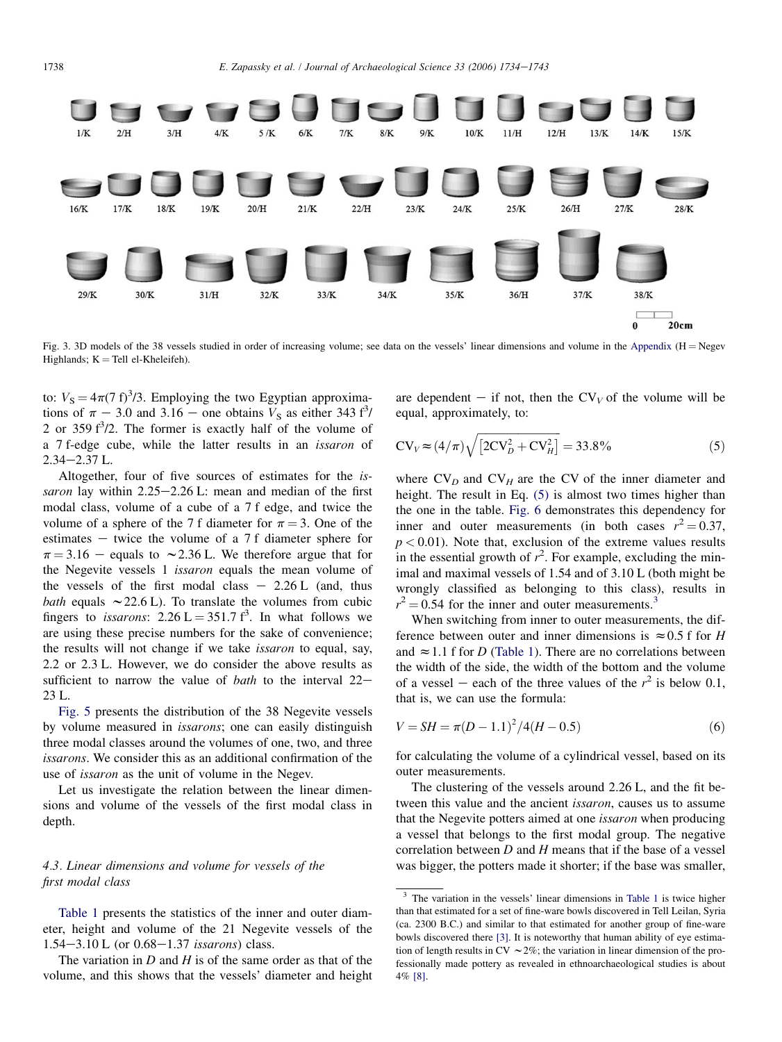Fig. 3. 3D models of the 38 vessels studied in order of increasing volume; see data on the vessels' linear dimensions and volume in the Appendix (H = Negev Highlands; K = Tell el-Kheleifeh).

to: $V_S = 4\pi(7\ f)^3/3$. Employing the two Egyptian approximations of $\pi$ – 3.0 and 3.16 – one obtains $V_S$ as either 343 $f^3$/2 or 359 $f^3$/2. The former is exactly half of the volume of a 7 f-edge cube, while the latter results in an *issaron* of 2.34–2.37 L.

Altogether, four of five sources of estimates for the *issaron* lay within 2.25–2.26 L: mean and median of the first modal class, volume of a cube of a 7 f edge, and twice the volume of a sphere of the 7 f diameter for $\pi = 3$. One of the estimates – twice the volume of a 7 f diameter sphere for $\pi = 3.16$ – equals to ~2.36 L. We therefore argue that for the Negevite vessels 1 *issaron* equals the mean volume of the vessels of the first modal class – 2.26 L (and, thus *bath* equals ~22.6 L). To translate the volumes from cubic fingers to *issarons*: 2.26 L = 351.7 $f^3$. In what follows we are using these precise numbers for the sake of convenience; the results will not change if we take *issaron* to equal, say, 2.2 or 2.3 L. However, we do consider the above results as sufficient to narrow the value of *bath* to the interval 22–23 L.

Fig. 5 presents the distribution of the 38 Negevite vessels by volume measured in *issarons*; one can easily distinguish three modal classes around the volumes of one, two, and three *issarons*. We consider this as an additional confirmation of the use of *issaron* as the unit of volume in the Negev.

Let us investigate the relation between the linear dimensions and volume of the vessels of the first modal class in depth.

### 4.3. Linear dimensions and volume for vessels of the first modal class

Table 1 presents the statistics of the inner and outer diameter, height and volume of the 21 Negevite vessels of the 1.54–3.10 L (or 0.68–1.37 *issarons*) class.

The variation in $D$ and $H$ is of the same order as that of the volume, and this shows that the vessels' diameter and height are dependent – if not, then the $CV_V$ of the volume will be equal, approximately, to:

$$CV_V \approx (4/\pi)\sqrt{\left[2CV_D^2 + CV_H^2\right]} = 33.8\% \tag{5}$$

where $CV_D$ and $CV_H$ are the CV of the inner diameter and height. The result in Eq. (5) is almost two times higher than the one in the table. Fig. 6 demonstrates this dependency for inner and outer measurements (in both cases $r^2 = 0.37$, $p < 0.01$). Note that, exclusion of the extreme values results in the essential growth of $r^2$. For example, excluding the minimal and maximal vessels of 1.54 and of 3.10 L (both might be wrongly classified as belonging to this class), results in $r^2 = 0.54$ for the inner and outer measurements.[3]

When switching from inner to outer measurements, the difference between outer and inner dimensions is ≈0.5 f for $H$ and ≈1.1 f for $D$ (Table 1). There are no correlations between the width of the side, the width of the bottom and the volume of a vessel – each of the three values of the $r^2$ is below 0.1, that is, we can use the formula:

$$V = SH = \pi(D - 1.1)^2/4(H - 0.5) \tag{6}$$

for calculating the volume of a cylindrical vessel, based on its outer measurements.

The clustering of the vessels around 2.26 L, and the fit between this value and the ancient *issaron*, causes us to assume that the Negevite potters aimed at one *issaron* when producing a vessel that belongs to the first modal group. The negative correlation between $D$ and $H$ means that if the base of a vessel was bigger, the potters made it shorter; if the base was smaller,

[3] The variation in the vessels' linear dimensions in Table 1 is twice higher than that estimated for a set of fine-ware bowls discovered in Tell Leilan, Syria (ca. 2300 B.C.) and similar to that estimated for another group of fine-ware bowls discovered there [3]. It is noteworthy that human ability of eye estimation of length results in CV ~2%; the variation in linear dimension of the professionally made pottery as revealed in ethnoarchaeological studies is about 4% [8].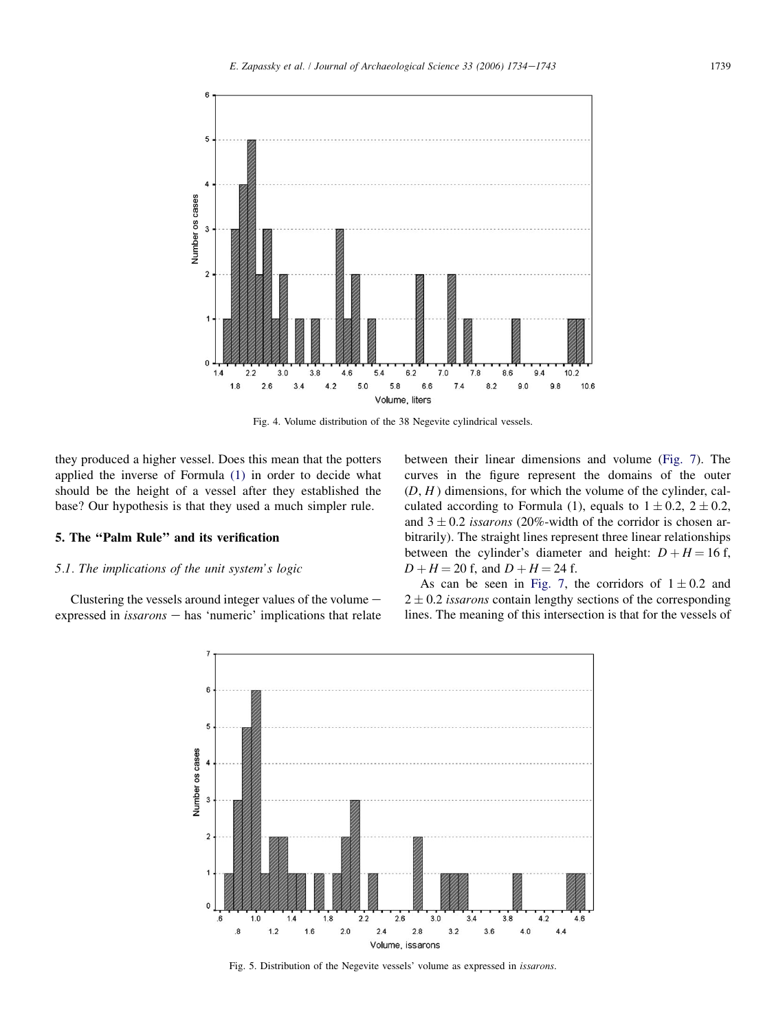Fig. 4. Volume distribution of the 38 Negevite cylindrical vessels.

they produced a higher vessel. Does this mean that the potters applied the inverse of Formula (1) in order to decide what should be the height of a vessel after they established the base? Our hypothesis is that they used a much simpler rule.

## 5. The "Palm Rule" and its verification

### 5.1. The implications of the unit system's logic

Clustering the vessels around integer values of the volume – expressed in *issarons* – has 'numeric' implications that relate between their linear dimensions and volume (Fig. 7). The curves in the figure represent the domains of the outer $(D, H)$ dimensions, for which the volume of the cylinder, calculated according to Formula (1), equals to $1 \pm 0.2$, $2 \pm 0.2$, and $3 \pm 0.2$ *issarons* (20%-width of the corridor is chosen arbitrarily). The straight lines represent three linear relationships between the cylinder's diameter and height: $D + H = 16$ f, $D + H = 20$ f, and $D + H = 24$ f.

As can be seen in Fig. 7, the corridors of $1 \pm 0.2$ and $2 \pm 0.2$ *issarons* contain lengthy sections of the corresponding lines. The meaning of this intersection is that for the vessels of

Fig. 5. Distribution of the Negevite vessels' volume as expressed in *issarons*.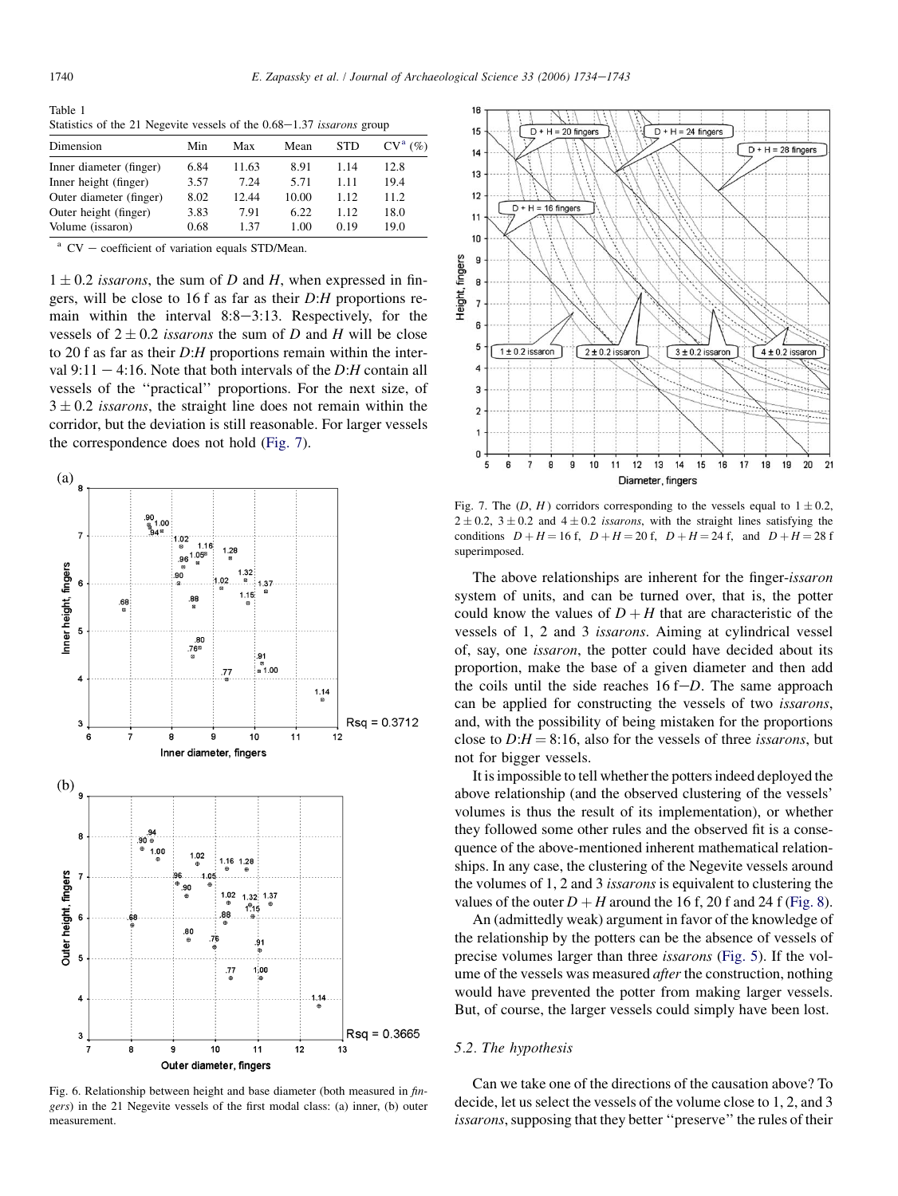Table 1
Statistics of the 21 Negevite vessels of the 0.68–1.37 *issarons* group

| Dimension | Min | Max | Mean | STD | CV[a] (%) |
|---|---|---|---|---|---|
| Inner diameter (finger) | 6.84 | 11.63 | 8.91 | 1.14 | 12.8 |
| Inner height (finger) | 3.57 | 7.24 | 5.71 | 1.11 | 19.4 |
| Outer diameter (finger) | 8.02 | 12.44 | 10.00 | 1.12 | 11.2 |
| Outer height (finger) | 3.83 | 7.91 | 6.22 | 1.12 | 18.0 |
| Volume (issaron) | 0.68 | 1.37 | 1.00 | 0.19 | 19.0 |

[a] CV – coefficient of variation equals STD/Mean.

$1 \pm 0.2$ *issarons*, the sum of $D$ and $H$, when expressed in fingers, will be close to 16 f as far as their $D$:$H$ proportions remain within the interval 8:8–3:13. Respectively, for the vessels of $2 \pm 0.2$ *issarons* the sum of $D$ and $H$ will be close to 20 f as far as their $D$:$H$ proportions remain within the interval 9:11 – 4:16. Note that both intervals of the $D$:$H$ contain all vessels of the "practical" proportions. For the next size, of $3 \pm 0.2$ *issarons*, the straight line does not remain within the corridor, but the deviation is still reasonable. For larger vessels the correspondence does not hold (Fig. 7).

Fig. 6. Relationship between height and base diameter (both measured in *fingers*) in the 21 Negevite vessels of the first modal class: (a) inner, (b) outer measurement.

Fig. 7. The ($D$, $H$) corridors corresponding to the vessels equal to $1 \pm 0.2$, $2 \pm 0.2$, $3 \pm 0.2$ and $4 \pm 0.2$ *issarons*, with the straight lines satisfying the conditions $D + H = 16$ f, $D + H = 20$ f, $D + H = 24$ f, and $D + H = 28$ f superimposed.

The above relationships are inherent for the finger-*issaron* system of units, and can be turned over, that is, the potter could know the values of $D + H$ that are characteristic of the vessels of 1, 2 and 3 *issarons*. Aiming at cylindrical vessel of, say, one *issaron*, the potter could have decided about its proportion, make the base of a given diameter and then add the coils until the side reaches 16 f$-D$. The same approach can be applied for constructing the vessels of two *issarons*, and, with the possibility of being mistaken for the proportions close to $D$:$H$ = 8:16, also for the vessels of three *issarons*, but not for bigger vessels.

It is impossible to tell whether the potters indeed deployed the above relationship (and the observed clustering of the vessels' volumes is thus the result of its implementation), or whether they followed some other rules and the observed fit is a consequence of the above-mentioned inherent mathematical relationships. In any case, the clustering of the Negevite vessels around the volumes of 1, 2 and 3 *issarons* is equivalent to clustering the values of the outer $D + H$ around the 16 f, 20 f and 24 f (Fig. 8).

An (admittedly weak) argument in favor of the knowledge of the relationship by the potters can be the absence of vessels of precise volumes larger than three *issarons* (Fig. 5). If the volume of the vessels was measured *after* the construction, nothing would have prevented the potter from making larger vessels. But, of course, the larger vessels could simply have been lost.

### 5.2. The hypothesis

Can we take one of the directions of the causation above? To decide, let us select the vessels of the volume close to 1, 2, and 3 *issarons*, supposing that they better "preserve" the rules of their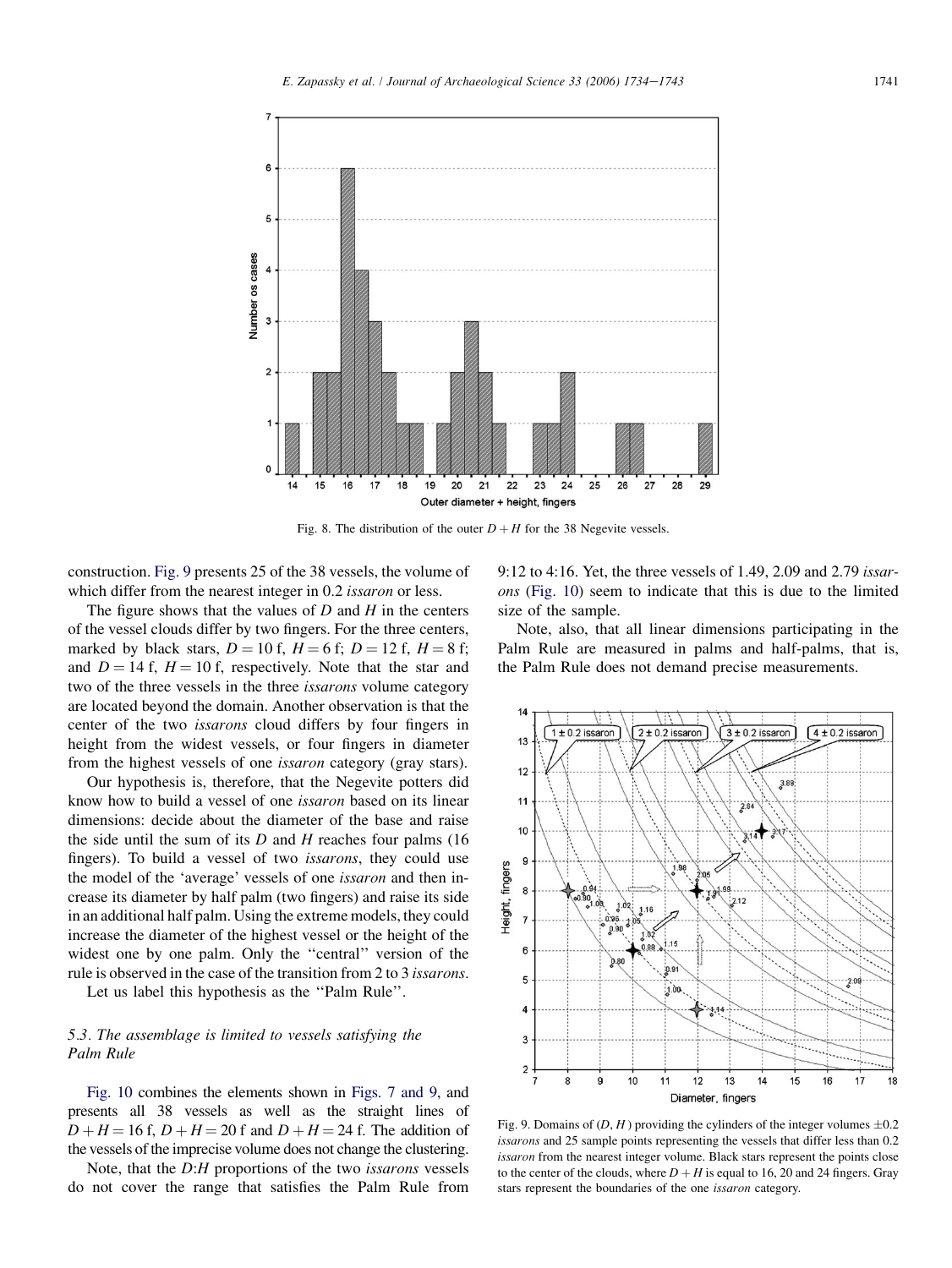Fig. 8. The distribution of the outer $D + H$ for the 38 Negevite vessels.

construction. Fig. 9 presents 25 of the 38 vessels, the volume of which differ from the nearest integer in 0.2 *issaron* or less.

The figure shows that the values of $D$ and $H$ in the centers of the vessel clouds differ by two fingers. For the three centers, marked by black stars, $D = 10$ f, $H = 6$ f; $D = 12$ f, $H = 8$ f; and $D = 14$ f, $H = 10$ f, respectively. Note that the star and two of the three vessels in the three *issarons* volume category are located beyond the domain. Another observation is that the center of the two *issarons* cloud differs by four fingers in height from the widest vessels, or four fingers in diameter from the highest vessels of one *issaron* category (gray stars).

Our hypothesis is, therefore, that the Negevite potters did know how to build a vessel of one *issaron* based on its linear dimensions: decide about the diameter of the base and raise the side until the sum of its $D$ and $H$ reaches four palms (16 fingers). To build a vessel of two *issarons*, they could use the model of the 'average' vessels of one *issaron* and then increase its diameter by half palm (two fingers) and raise its side in an additional half palm. Using the extreme models, they could increase the diameter of the highest vessel or the height of the widest one by one palm. Only the "central" version of the rule is observed in the case of the transition from 2 to 3 *issarons*.

Let us label this hypothesis as the "Palm Rule".

### 5.3. The assemblage is limited to vessels satisfying the Palm Rule

Fig. 10 combines the elements shown in Figs. 7 and 9, and presents all 38 vessels as well as the straight lines of $D + H = 16$ f, $D + H = 20$ f and $D + H = 24$ f. The addition of the vessels of the imprecise volume does not change the clustering.

Note, that the $D$:$H$ proportions of the two *issarons* vessels do not cover the range that satisfies the Palm Rule from 9:12 to 4:16. Yet, the three vessels of 1.49, 2.09 and 2.79 *issarons* (Fig. 10) seem to indicate that this is due to the limited size of the sample.

Note, also, that all linear dimensions participating in the Palm Rule are measured in palms and half-palms, that is, the Palm Rule does not demand precise measurements.

Fig. 9. Domains of ($D$, $H$) providing the cylinders of the integer volumes $\pm 0.2$ *issarons* and 25 sample points representing the vessels that differ less than 0.2 *issaron* from the nearest integer volume. Black stars represent the points close to the center of the clouds, where $D + H$ is equal to 16, 20 and 24 fingers. Gray stars represent the boundaries of the one *issaron* category.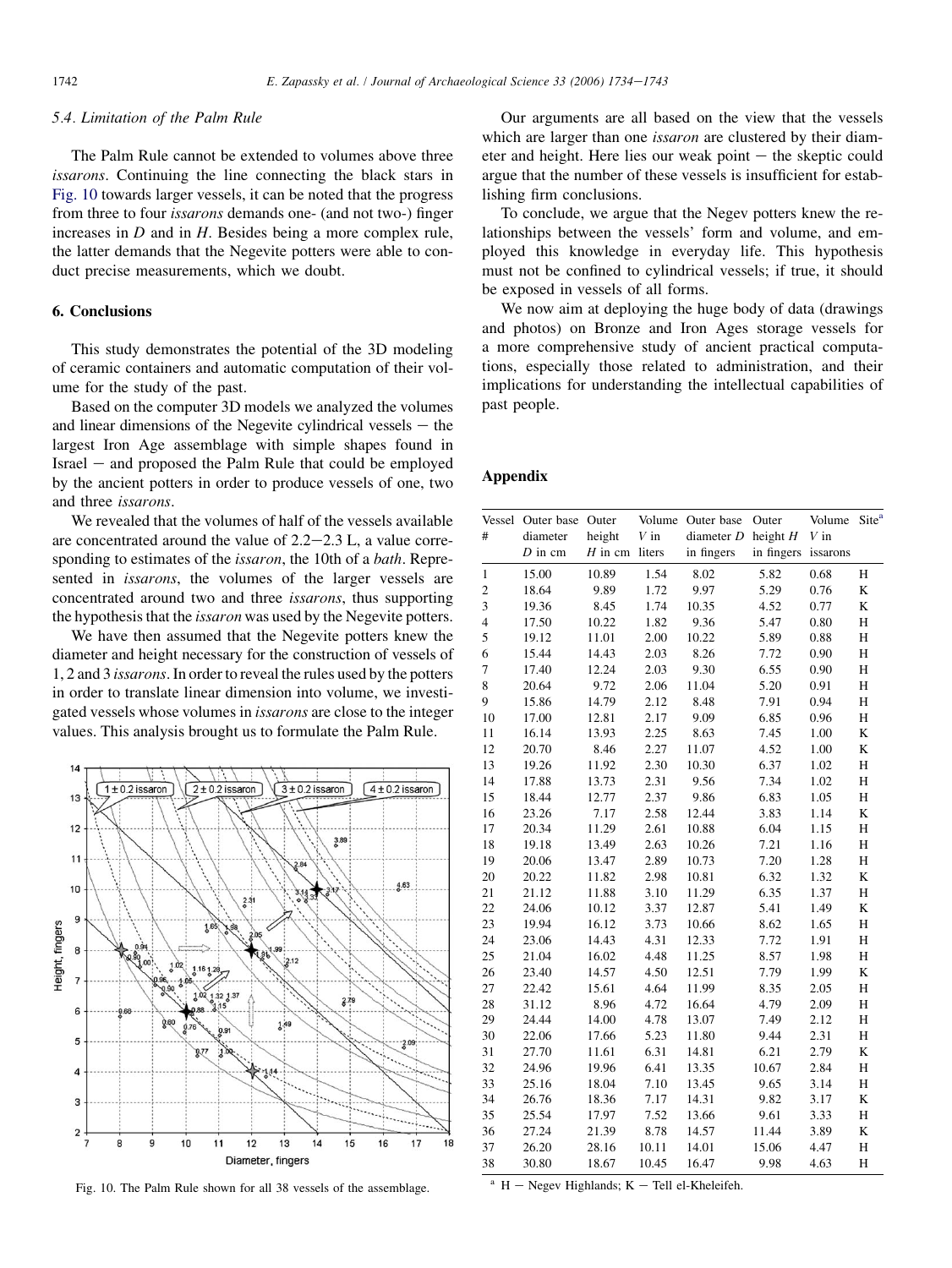### 5.4. Limitation of the Palm Rule

The Palm Rule cannot be extended to volumes above three *issarons*. Continuing the line connecting the black stars in Fig. 10 towards larger vessels, it can be noted that the progress from three to four *issarons* demands one- (and not two-) finger increases in $D$ and in $H$. Besides being a more complex rule, the latter demands that the Negevite potters were able to conduct precise measurements, which we doubt.

## 6. Conclusions

This study demonstrates the potential of the 3D modeling of ceramic containers and automatic computation of their volume for the study of the past.

Based on the computer 3D models we analyzed the volumes and linear dimensions of the Negevite cylindrical vessels – the largest Iron Age assemblage with simple shapes found in Israel – and proposed the Palm Rule that could be employed by the ancient potters in order to produce vessels of one, two and three *issarons*.

We revealed that the volumes of half of the vessels available are concentrated around the value of 2.2–2.3 L, a value corresponding to estimates of the *issaron*, the 10th of a *bath*. Represented in *issarons*, the volumes of the larger vessels are concentrated around two and three *issarons*, thus supporting the hypothesis that the *issaron* was used by the Negevite potters.

We have then assumed that the Negevite potters knew the diameter and height necessary for the construction of vessels of 1, 2 and 3 *issarons*. In order to reveal the rules used by the potters in order to translate linear dimension into volume, we investigated vessels whose volumes in *issarons* are close to the integer values. This analysis brought us to formulate the Palm Rule.

Fig. 10. The Palm Rule shown for all 38 vessels of the assemblage.

Our arguments are all based on the view that the vessels which are larger than one *issaron* are clustered by their diameter and height. Here lies our weak point – the skeptic could argue that the number of these vessels is insufficient for establishing firm conclusions.

To conclude, we argue that the Negev potters knew the relationships between the vessels' form and volume, and employed this knowledge in everyday life. This hypothesis must not be confined to cylindrical vessels; if true, it should be exposed in vessels of all forms.

We now aim at deploying the huge body of data (drawings and photos) on Bronze and Iron Ages storage vessels for a more comprehensive study of ancient practical computations, especially those related to administration, and their implications for understanding the intellectual capabilities of past people.

## Appendix

| Vessel # | Outer base diameter $D$ in cm | Outer height $H$ in cm | Volume $V$ in liters | Outer base diameter $D$ in fingers | Outer height $H$ in fingers | Volume $V$ in issarons | Site[a] |
|---|---|---|---|---|---|---|---|
| 1 | 15.00 | 10.89 | 1.54 | 8.02 | 5.82 | 0.68 | H |
| 2 | 18.64 | 9.89 | 1.72 | 9.97 | 5.29 | 0.76 | K |
| 3 | 19.36 | 8.45 | 1.74 | 10.35 | 4.52 | 0.77 | K |
| 4 | 17.50 | 10.22 | 1.82 | 9.36 | 5.47 | 0.80 | H |
| 5 | 19.12 | 11.01 | 2.00 | 10.22 | 5.89 | 0.88 | H |
| 6 | 15.44 | 14.43 | 2.03 | 8.26 | 7.72 | 0.90 | H |
| 7 | 17.40 | 12.24 | 2.03 | 9.30 | 6.55 | 0.90 | H |
| 8 | 20.64 | 9.72 | 2.06 | 11.04 | 5.20 | 0.91 | H |
| 9 | 15.86 | 14.79 | 2.12 | 8.48 | 7.91 | 0.94 | H |
| 10 | 17.00 | 12.81 | 2.17 | 9.09 | 6.85 | 0.96 | H |
| 11 | 16.14 | 13.93 | 2.25 | 8.63 | 7.45 | 1.00 | K |
| 12 | 20.70 | 8.46 | 2.27 | 11.07 | 4.52 | 1.00 | K |
| 13 | 19.26 | 11.92 | 2.30 | 10.30 | 6.37 | 1.02 | H |
| 14 | 17.88 | 13.73 | 2.31 | 9.56 | 7.34 | 1.02 | H |
| 15 | 18.44 | 12.77 | 2.37 | 9.86 | 6.83 | 1.05 | H |
| 16 | 23.26 | 7.17 | 2.58 | 12.44 | 3.83 | 1.14 | K |
| 17 | 20.34 | 11.29 | 2.61 | 10.88 | 6.04 | 1.15 | H |
| 18 | 19.18 | 13.49 | 2.63 | 10.26 | 7.21 | 1.16 | H |
| 19 | 20.06 | 13.47 | 2.89 | 10.73 | 7.20 | 1.28 | H |
| 20 | 20.22 | 11.82 | 2.98 | 10.81 | 6.32 | 1.32 | K |
| 21 | 21.12 | 11.88 | 3.10 | 11.29 | 6.35 | 1.37 | H |
| 22 | 24.06 | 10.12 | 3.37 | 12.87 | 5.41 | 1.49 | K |
| 23 | 19.94 | 16.12 | 3.73 | 10.66 | 8.62 | 1.65 | H |
| 24 | 23.06 | 14.43 | 4.31 | 12.33 | 7.72 | 1.91 | H |
| 25 | 21.04 | 16.02 | 4.48 | 11.25 | 8.57 | 1.98 | H |
| 26 | 23.40 | 14.57 | 4.50 | 12.51 | 7.79 | 1.99 | K |
| 27 | 22.42 | 15.61 | 4.64 | 11.99 | 8.35 | 2.05 | H |
| 28 | 31.12 | 8.96 | 4.72 | 16.64 | 4.79 | 2.09 | H |
| 29 | 24.44 | 14.00 | 4.78 | 13.07 | 7.49 | 2.12 | H |
| 30 | 22.06 | 17.66 | 5.23 | 11.80 | 9.44 | 2.31 | H |
| 31 | 27.70 | 11.61 | 6.31 | 14.81 | 6.21 | 2.79 | K |
| 32 | 24.96 | 19.96 | 6.41 | 13.35 | 10.67 | 2.84 | H |
| 33 | 25.16 | 18.04 | 7.10 | 13.45 | 9.65 | 3.14 | H |
| 34 | 26.76 | 18.36 | 7.17 | 14.31 | 9.82 | 3.17 | K |
| 35 | 25.54 | 17.97 | 7.52 | 13.66 | 9.61 | 3.33 | H |
| 36 | 27.24 | 21.39 | 8.78 | 14.57 | 11.44 | 3.89 | K |
| 37 | 26.20 | 28.16 | 10.11 | 14.01 | 15.06 | 4.47 | H |
| 38 | 30.80 | 18.67 | 10.45 | 16.47 | 9.98 | 4.63 | H |

[a] H – Negev Highlands; K – Tell el-Kheleifeh.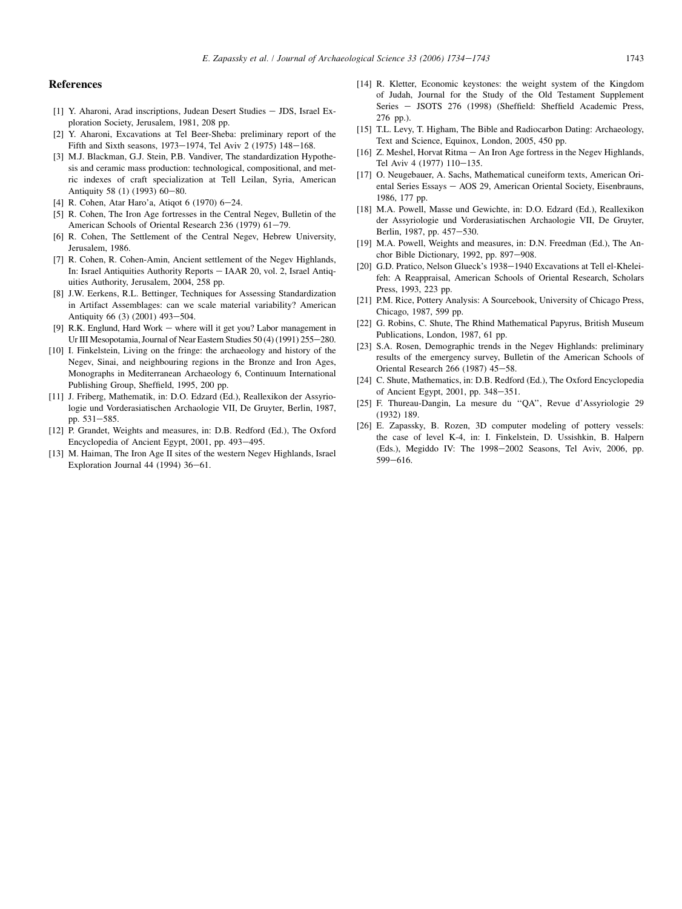## References

[1] Y. Aharoni, Arad inscriptions, Judean Desert Studies – JDS, Israel Exploration Society, Jerusalem, 1981, 208 pp.

[2] Y. Aharoni, Excavations at Tel Beer-Sheba: preliminary report of the Fifth and Sixth seasons, 1973–1974, Tel Aviv 2 (1975) 148–168.

[3] M.J. Blackman, G.J. Stein, P.B. Vandiver, The standardization Hypothesis and ceramic mass production: technological, compositional, and metric indexes of craft specialization at Tell Leilan, Syria, American Antiquity 58 (1) (1993) 60–80.

[4] R. Cohen, Atar Haro'a, Atiqot 6 (1970) 6–24.

[5] R. Cohen, The Iron Age fortresses in the Central Negev, Bulletin of the American Schools of Oriental Research 236 (1979) 61–79.

[6] R. Cohen, The Settlement of the Central Negev, Hebrew University, Jerusalem, 1986.

[7] R. Cohen, R. Cohen-Amin, Ancient settlement of the Negev Highlands, In: Israel Antiquities Authority Reports – IAAR 20, vol. 2, Israel Antiquities Authority, Jerusalem, 2004, 258 pp.

[8] J.W. Eerkens, R.L. Bettinger, Techniques for Assessing Standardization in Artifact Assemblages: can we scale material variability? American Antiquity 66 (3) (2001) 493–504.

[9] R.K. Englund, Hard Work – where will it get you? Labor management in Ur III Mesopotamia, Journal of Near Eastern Studies 50 (4) (1991) 255–280.

[10] I. Finkelstein, Living on the fringe: the archaeology and history of the Negev, Sinai, and neighbouring regions in the Bronze and Iron Ages, Monographs in Mediterranean Archaeology 6, Continuum International Publishing Group, Sheffield, 1995, 200 pp.

[11] J. Friberg, Mathematik, in: D.O. Edzard (Ed.), Reallexikon der Assyriologie und Vorderasiatischen Archaologie VII, De Gruyter, Berlin, 1987, pp. 531–585.

[12] P. Grandet, Weights and measures, in: D.B. Redford (Ed.), The Oxford Encyclopedia of Ancient Egypt, 2001, pp. 493–495.

[13] M. Haiman, The Iron Age II sites of the western Negev Highlands, Israel Exploration Journal 44 (1994) 36–61.

[14] R. Kletter, Economic keystones: the weight system of the Kingdom of Judah, Journal for the Study of the Old Testament Supplement Series – JSOTS 276 (1998) (Sheffield: Sheffield Academic Press, 276 pp.).

[15] T.L. Levy, T. Higham, The Bible and Radiocarbon Dating: Archaeology, Text and Science, Equinox, London, 2005, 450 pp.

[16] Z. Meshel, Horvat Ritma – An Iron Age fortress in the Negev Highlands, Tel Aviv 4 (1977) 110–135.

[17] O. Neugebauer, A. Sachs, Mathematical cuneiform texts, American Oriental Series Essays – AOS 29, American Oriental Society, Eisenbrauns, 1986, 177 pp.

[18] M.A. Powell, Masse und Gewichte, in: D.O. Edzard (Ed.), Reallexikon der Assyriologie und Vorderasiatischen Archaologie VII, De Gruyter, Berlin, 1987, pp. 457–530.

[19] M.A. Powell, Weights and measures, in: D.N. Freedman (Ed.), The Anchor Bible Dictionary, 1992, pp. 897–908.

[20] G.D. Pratico, Nelson Glueck's 1938–1940 Excavations at Tell el-Kheleifeh: A Reappraisal, American Schools of Oriental Research, Scholars Press, 1993, 223 pp.

[21] P.M. Rice, Pottery Analysis: A Sourcebook, University of Chicago Press, Chicago, 1987, 599 pp.

[22] G. Robins, C. Shute, The Rhind Mathematical Papyrus, British Museum Publications, London, 1987, 61 pp.

[23] S.A. Rosen, Demographic trends in the Negev Highlands: preliminary results of the emergency survey, Bulletin of the American Schools of Oriental Research 266 (1987) 45–58.

[24] C. Shute, Mathematics, in: D.B. Redford (Ed.), The Oxford Encyclopedia of Ancient Egypt, 2001, pp. 348–351.

[25] F. Thureau-Dangin, La mesure du "QA", Revue d'Assyriologie 29 (1932) 189.

[26] E. Zapassky, B. Rozen, 3D computer modeling of pottery vessels: the case of level K-4, in: I. Finkelstein, D. Ussishkin, B. Halpern (Eds.), Megiddo IV: The 1998–2002 Seasons, Tel Aviv, 2006, pp. 599–616.